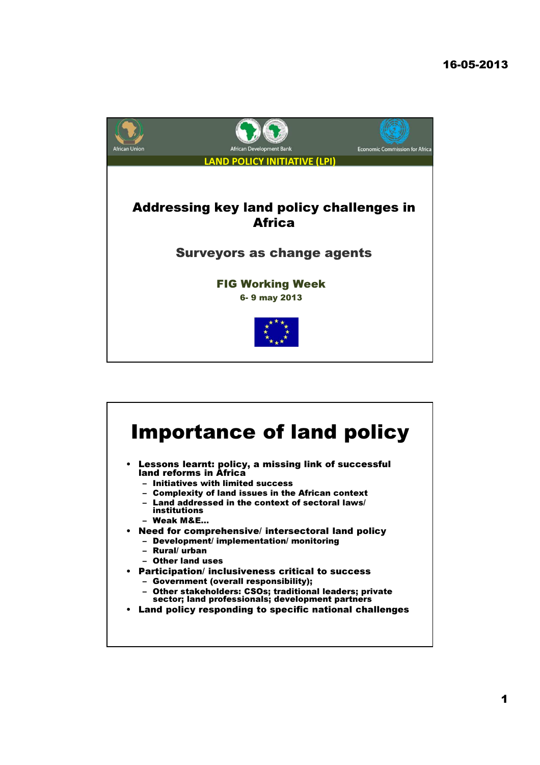African Union | African Development Bank | Economic Commission for Africa

LAND POLICY INITIATIVE (LPI)

# Addressing key land policy challenges in Africa

## Surveyors as change agents

**FIG Working Week**

**6- 9 may 2013**

# Importance of land policy

- **Lessons learnt: policy, a missing link of successful land reforms in Africa**
  - Initiatives with limited success
  - Complexity of land issues in the African context
  - Land addressed in the context of sectoral laws/ institutions
  - Weak M&E…
- **Need for comprehensive/ intersectoral land policy**
  - Development/ implementation/ monitoring
  - Rural/ urban
  - Other land uses
- **Participation/ inclusiveness critical to success**
  - Government (overall responsibility);
  - Other stakeholders: CSOs; traditional leaders; private sector; land professionals; development partners
- **Land policy responding to specific national challenges**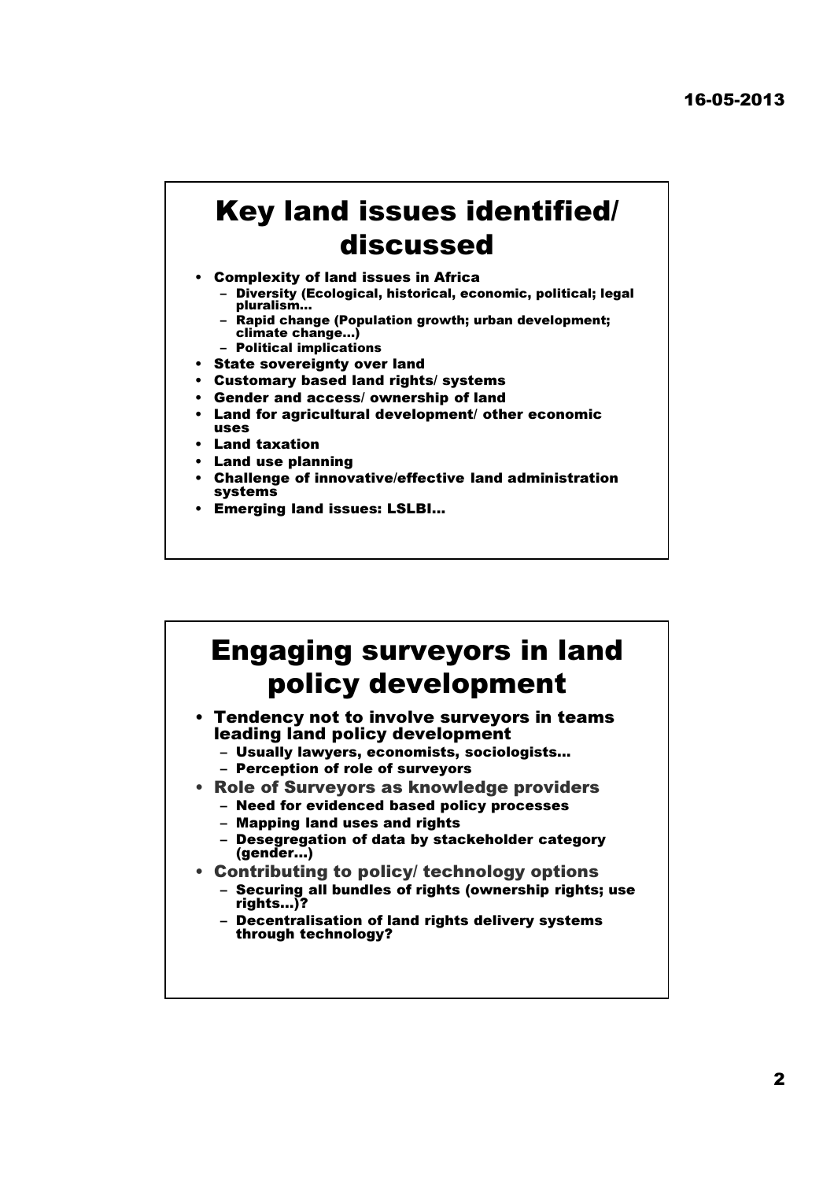## Key land issues identified/ discussed

- Complexity of land issues in Africa
  - Diversity (Ecological, historical, economic, political; legal pluralism…
  - Rapid change (Population growth; urban development; climate change…)
  - Political implications
- State sovereignty over land
- Customary based land rights/ systems
- Gender and access/ ownership of land
- Land for agricultural development/ other economic uses
- Land taxation
- Land use planning
- Challenge of innovative/effective land administration systems
- Emerging land issues: LSLBI…

## Engaging surveyors in land policy development

- Tendency not to involve surveyors in teams leading land policy development
  - Usually lawyers, economists, sociologists…
  - Perception of role of surveyors
- Role of Surveyors as knowledge providers
  - Need for evidenced based policy processes
  - Mapping land uses and rights
  - Desegregation of data by stackeholder category (gender…)
- Contributing to policy/ technology options
  - Securing all bundles of rights (ownership rights; use rights…)?
  - Decentralisation of land rights delivery systems through technology?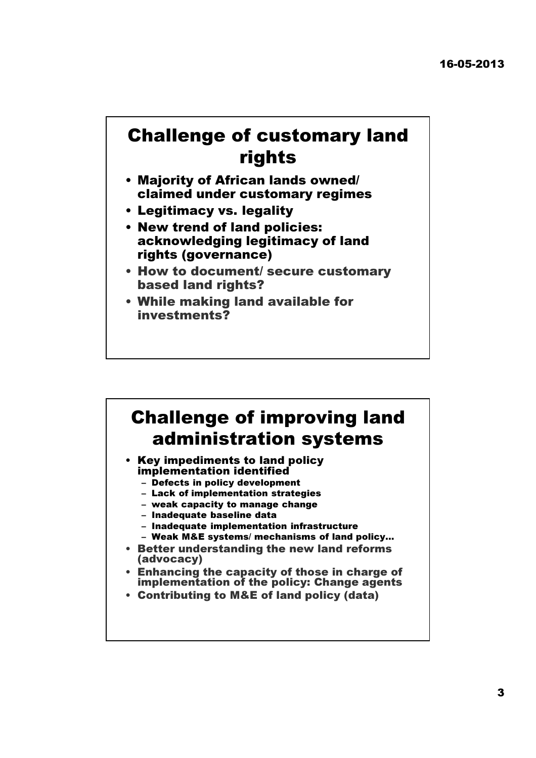## Challenge of customary land rights

- Majority of African lands owned/ claimed under customary regimes
- Legitimacy vs. legality
- New trend of land policies: acknowledging legitimacy of land rights (governance)
- How to document/ secure customary based land rights?
- While making land available for investments?

## Challenge of improving land administration systems

- Key impediments to land policy implementation identified
  - Defects in policy development
  - Lack of implementation strategies
  - weak capacity to manage change
  - Inadequate baseline data
  - Inadequate implementation infrastructure
  - Weak M&E systems/ mechanisms of land policy…
- Better understanding the new land reforms (advocacy)
- Enhancing the capacity of those in charge of implementation of the policy: Change agents
- Contributing to M&E of land policy (data)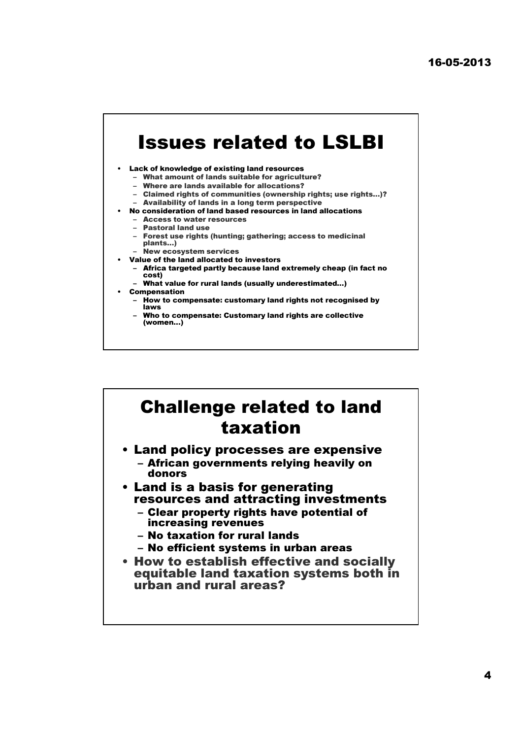## Issues related to LSLBI

- Lack of knowledge of existing land resources
  - What amount of lands suitable for agriculture?
  - Where are lands available for allocations?
  - Claimed rights of communities (ownership rights; use rights…)?
  - Availability of lands in a long term perspective
- No consideration of land based resources in land allocations
  - Access to water resources
  - Pastoral land use
  - Forest use rights (hunting; gathering; access to medicinal plants…)
  - New ecosystem services
- Value of the land allocated to investors
  - Africa targeted partly because land extremely cheap (in fact no cost)
  - What value for rural lands (usually underestimated…)
- Compensation
  - How to compensate: customary land rights not recognised by laws
  - Who to compensate: Customary land rights are collective (women…)

## Challenge related to land taxation

- Land policy processes are expensive
  - African governments relying heavily on donors
- Land is a basis for generating resources and attracting investments
  - Clear property rights have potential of increasing revenues
  - No taxation for rural lands
  - No efficient systems in urban areas
- How to establish effective and socially equitable land taxation systems both in urban and rural areas?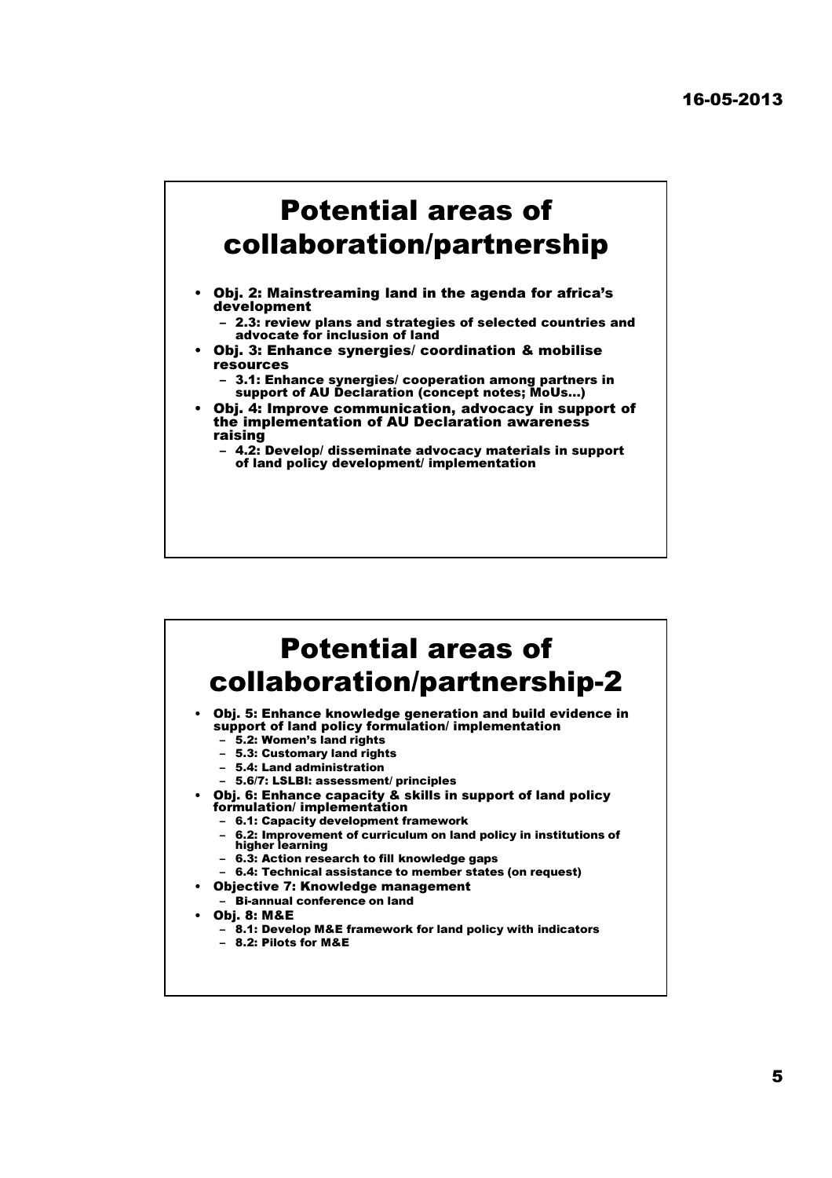# Potential areas of collaboration/partnership

- Obj. 2: Mainstreaming land in the agenda for africa's development
  - 2.3: review plans and strategies of selected countries and advocate for inclusion of land
- Obj. 3: Enhance synergies/ coordination & mobilise resources
  - 3.1: Enhance synergies/ cooperation among partners in support of AU Declaration (concept notes; MoUs…)
- Obj. 4: Improve communication, advocacy in support of the implementation of AU Declaration awareness raising
  - 4.2: Develop/ disseminate advocacy materials in support of land policy development/ implementation

# Potential areas of collaboration/partnership-2

- Obj. 5: Enhance knowledge generation and build evidence in support of land policy formulation/ implementation
  - 5.2: Women's land rights
  - 5.3: Customary land rights
  - 5.4: Land administration
  - 5.6/7: LSLBI: assessment/ principles
- Obj. 6: Enhance capacity & skills in support of land policy formulation/ implementation
  - 6.1: Capacity development framework
  - 6.2: Improvement of curriculum on land policy in institutions of higher learning
  - 6.3: Action research to fill knowledge gaps
  - 6.4: Technical assistance to member states (on request)
- Objective 7: Knowledge management
  - Bi-annual conference on land
- Obj. 8: M&E
  - 8.1: Develop M&E framework for land policy with indicators
  - 8.2: Pilots for M&E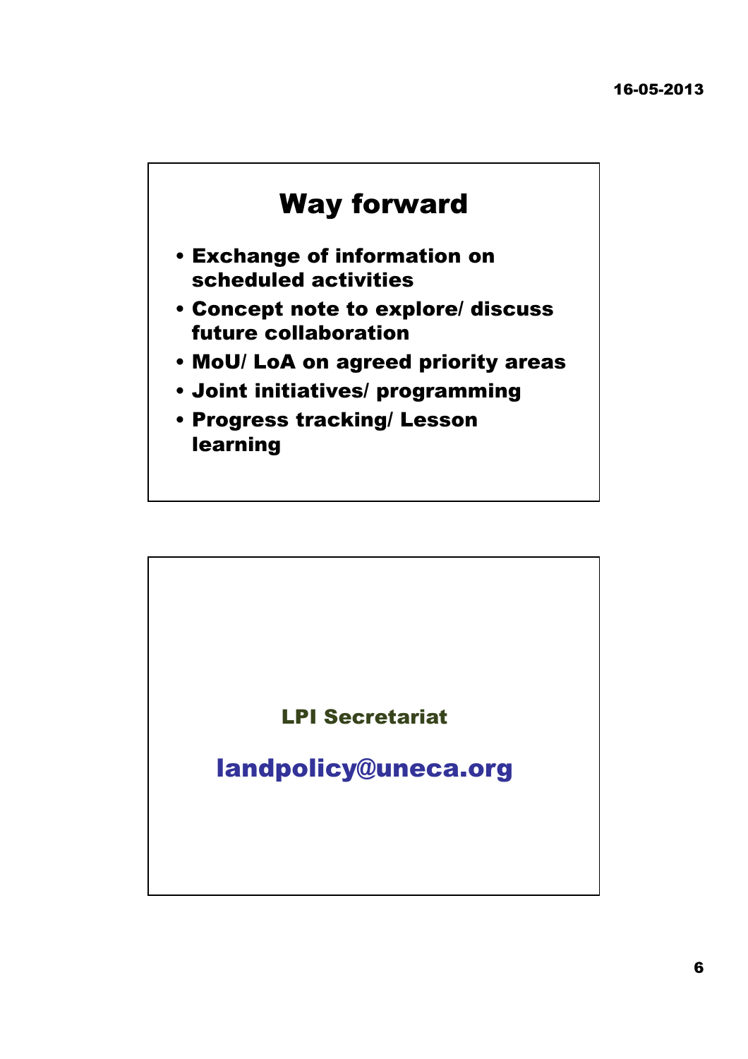## Way forward

- Exchange of information on scheduled activities
- Concept note to explore/ discuss future collaboration
- MoU/ LoA on agreed priority areas
- Joint initiatives/ programming
- Progress tracking/ Lesson learning

**LPI Secretariat**

**landpolicy@uneca.org**